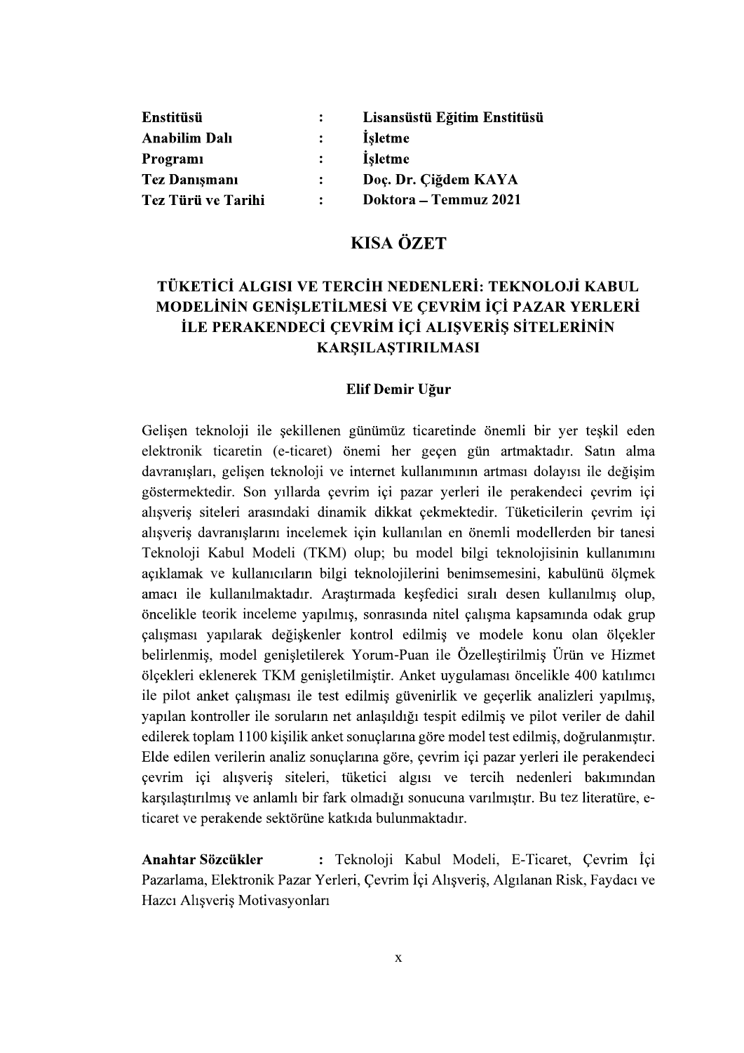| | | |
|---|---|---|
| **Enstitüsü** | **:** | **Lisansüstü Eğitim Enstitüsü** |
| **Anabilim Dalı** | **:** | **İşletme** |
| **Programı** | **:** | **İşletme** |
| **Tez Danışmanı** | **:** | **Doç. Dr. Çiğdem KAYA** |
| **Tez Türü ve Tarihi** | **:** | **Doktora – Temmuz 2021** |

# KISA ÖZET

## TÜKETİCİ ALGISI VE TERCİH NEDENLERİ: TEKNOLOJİ KABUL MODELİNİN GENİŞLETİLMESİ VE ÇEVRİM İÇİ PAZAR YERLERİ İLE PERAKENDECİ ÇEVRİM İÇİ ALIŞVERİŞ SİTELERİNİN KARŞILAŞTIRILMASI

**Elif Demir Uğur**

Gelişen teknoloji ile şekillenen günümüz ticaretinde önemli bir yer teşkil eden elektronik ticaretin (e-ticaret) önemi her geçen gün artmaktadır. Satın alma davranışları, gelişen teknoloji ve internet kullanımının artması dolayısı ile değişim göstermektedir. Son yıllarda çevrim içi pazar yerleri ile perakendeci çevrim içi alışveriş siteleri arasındaki dinamik dikkat çekmektedir. Tüketicilerin çevrim içi alışveriş davranışlarını incelemek için kullanılan en önemli modellerden bir tanesi Teknoloji Kabul Modeli (TKM) olup; bu model bilgi teknolojisinin kullanımını açıklamak ve kullanıcıların bilgi teknolojilerini benimsemesini, kabulünü ölçmek amacı ile kullanılmaktadır. Araştırmada keşfedici sıralı desen kullanılmış olup, öncelikle teorik inceleme yapılmış, sonrasında nitel çalışma kapsamında odak grup çalışması yapılarak değişkenler kontrol edilmiş ve modele konu olan ölçekler belirlenmiş, model genişletilerek Yorum-Puan ile Özelleştirilmiş Ürün ve Hizmet ölçekleri eklenerek TKM genişletilmiştir. Anket uygulaması öncelikle 400 katılımcı ile pilot anket çalışması ile test edilmiş güvenirlik ve geçerlik analizleri yapılmış, yapılan kontroller ile soruların net anlaşıldığı tespit edilmiş ve pilot veriler de dahil edilerek toplam 1100 kişilik anket sonuçlarına göre model test edilmiş, doğrulanmıştır. Elde edilen verilerin analiz sonuçlarına göre, çevrim içi pazar yerleri ile perakendeci çevrim içi alışveriş siteleri, tüketici algısı ve tercih nedenleri bakımından karşılaştırılmış ve anlamlı bir fark olmadığı sonucuna varılmıştır. Bu tez literatüre, e-ticaret ve perakende sektörüne katkıda bulunmaktadır.

**Anahtar Sözcükler** : Teknoloji Kabul Modeli, E-Ticaret, Çevrim İçi Pazarlama, Elektronik Pazar Yerleri, Çevrim İçi Alışveriş, Algılanan Risk, Faydacı ve Hazcı Alışveriş Motivasyonları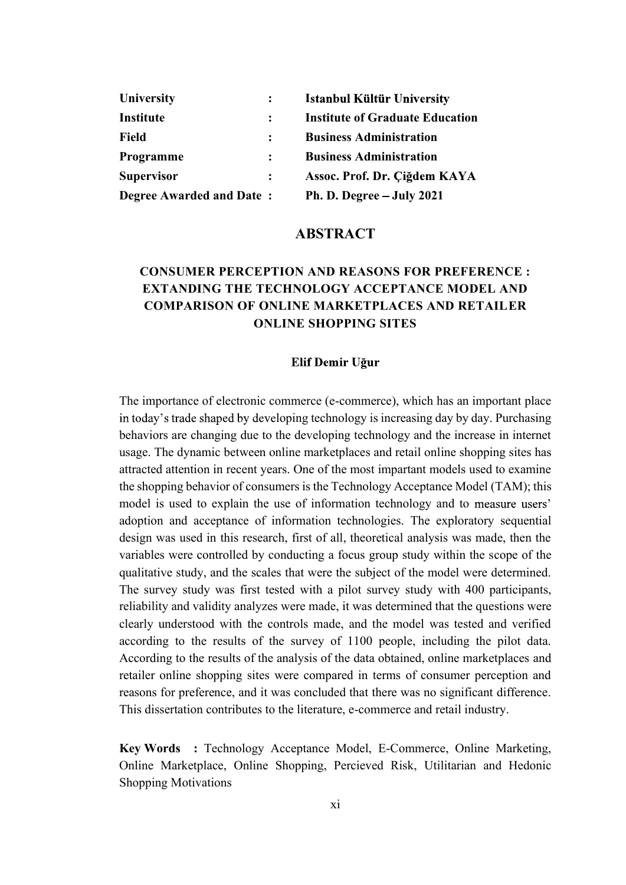| | | |
|---|---|---|
| **University** | **:** | **Istanbul Kültür University** |
| **Institute** | **:** | **Institute of Graduate Education** |
| **Field** | **:** | **Business Administration** |
| **Programme** | **:** | **Business Administration** |
| **Supervisor** | **:** | **Assoc. Prof. Dr. Çiğdem KAYA** |
| **Degree Awarded and Date** | **:** | **Ph. D. Degree – July 2021** |

# ABSTRACT

## CONSUMER PERCEPTION AND REASONS FOR PREFERENCE : EXTANDING THE TECHNOLOGY ACCEPTANCE MODEL AND COMPARISON OF ONLINE MARKETPLACES AND RETAILER ONLINE SHOPPING SITES

**Elif Demir Uğur**

The importance of electronic commerce (e-commerce), which has an important place in today's trade shaped by developing technology is increasing day by day. Purchasing behaviors are changing due to the developing technology and the increase in internet usage. The dynamic between online marketplaces and retail online shopping sites has attracted attention in recent years. One of the most impartant models used to examine the shopping behavior of consumers is the Technology Acceptance Model (TAM); this model is used to explain the use of information technology and to measure users' adoption and acceptance of information technologies. The exploratory sequential design was used in this research, first of all, theoretical analysis was made, then the variables were controlled by conducting a focus group study within the scope of the qualitative study, and the scales that were the subject of the model were determined. The survey study was first tested with a pilot survey study with 400 participants, reliability and validity analyzes were made, it was determined that the questions were clearly understood with the controls made, and the model was tested and verified according to the results of the survey of 1100 people, including the pilot data. According to the results of the analysis of the data obtained, online marketplaces and retailer online shopping sites were compared in terms of consumer perception and reasons for preference, and it was concluded that there was no significant difference. This dissertation contributes to the literature, e-commerce and retail industry.

**Key Words :** Technology Acceptance Model, E-Commerce, Online Marketing, Online Marketplace, Online Shopping, Percieved Risk, Utilitarian and Hedonic Shopping Motivations